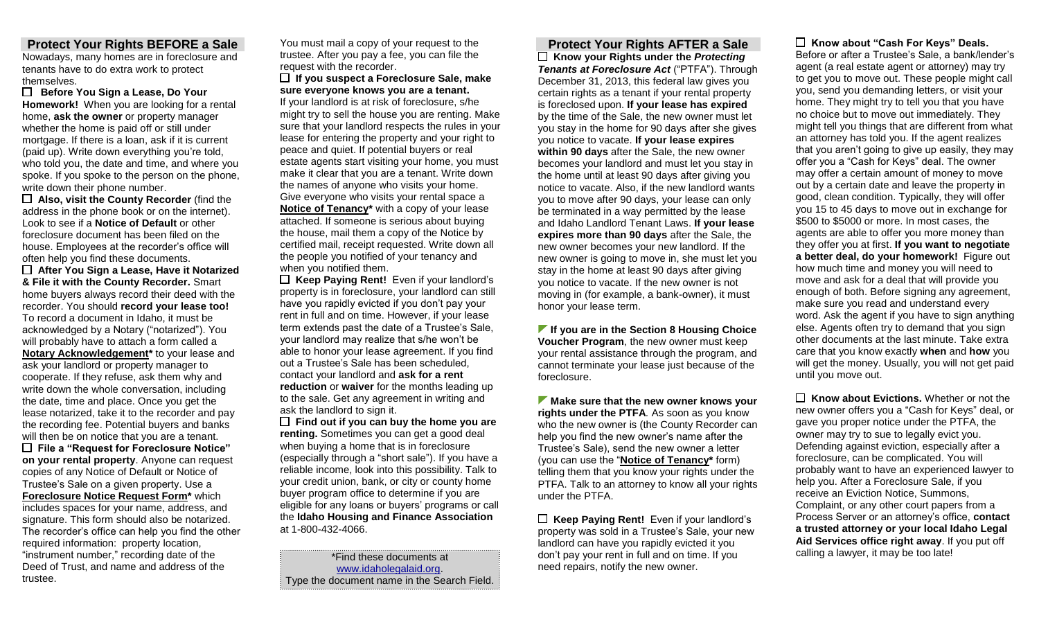## Protect Your Rights BEFORE a Sale

Nowadays, many homes are in foreclosure and tenants have to do extra work to protect themselves.

☐ **Before You Sign a Lease, Do Your Homework!** When you are looking for a rental home, **ask the owner** or property manager whether the home is paid off or still under mortgage. If there is a loan, ask if it is current (paid up). Write down everything you're told, who told you, the date and time, and where you spoke. If you spoke to the person on the phone, write down their phone number.

☐ **Also, visit the County Recorder** (find the address in the phone book or on the internet). Look to see if a **Notice of Default** or other foreclosure document has been filed on the house. Employees at the recorder's office will often help you find these documents.

☐ **After You Sign a Lease, Have it Notarized & File it with the County Recorder.** Smart home buyers always record their deed with the recorder. You should **record your lease too!** To record a document in Idaho, it must be acknowledged by a Notary ("notarized"). You will probably have to attach a form called a **Notary Acknowledgement*** to your lease and ask your landlord or property manager to cooperate. If they refuse, ask them why and write down the whole conversation, including the date, time and place. Once you get the lease notarized, take it to the recorder and pay the recording fee. Potential buyers and banks will then be on notice that you are a tenant.

☐ **File a "Request for Foreclosure Notice" on your rental property**. Anyone can request copies of any Notice of Default or Notice of Trustee's Sale on a given property. Use a **Foreclosure Notice Request Form*** which includes spaces for your name, address, and signature. This form should also be notarized. The recorder's office can help you find the other required information: property location, "instrument number," recording date of the Deed of Trust, and name and address of the trustee.

You must mail a copy of your request to the trustee. After you pay a fee, you can file the request with the recorder.

☐ **If you suspect a Foreclosure Sale, make sure everyone knows you are a tenant.** If your landlord is at risk of foreclosure, s/he might try to sell the house you are renting. Make sure that your landlord respects the rules in your lease for entering the property and your right to peace and quiet. If potential buyers or real estate agents start visiting your home, you must make it clear that you are a tenant. Write down the names of anyone who visits your home. Give everyone who visits your rental space a **Notice of Tenancy*** with a copy of your lease attached. If someone is serious about buying the house, mail them a copy of the Notice by certified mail, receipt requested. Write down all the people you notified of your tenancy and when you notified them.

☐ **Keep Paying Rent!** Even if your landlord's property is in foreclosure, your landlord can still have you rapidly evicted if you don't pay your rent in full and on time. However, if your lease term extends past the date of a Trustee's Sale, your landlord may realize that s/he won't be able to honor your lease agreement. If you find out a Trustee's Sale has been scheduled, contact your landlord and **ask for a rent reduction** or **waiver** for the months leading up to the sale. Get any agreement in writing and ask the landlord to sign it.

☐ **Find out if you can buy the home you are renting.** Sometimes you can get a good deal when buying a home that is in foreclosure (especially through a "short sale"). If you have a reliable income, look into this possibility. Talk to your credit union, bank, or city or county home buyer program office to determine if you are eligible for any loans or buyers' programs or call the **Idaho Housing and Finance Association** at 1-800-432-4066.

*Find these documents at www.idaholegalaid.org. Type the document name in the Search Field.

## Protect Your Rights AFTER a Sale

☐ **Know your Rights under the *Protecting Tenants at Foreclosure Act*** ("PTFA"). Through December 31, 2013, this federal law gives you certain rights as a tenant if your rental property is foreclosed upon. **If your lease has expired** by the time of the Sale, the new owner must let you stay in the home for 90 days after she gives you notice to vacate. **If your lease expires within 90 days** after the Sale, the new owner becomes your landlord and must let you stay in the home until at least 90 days after giving you notice to vacate. Also, if the new landlord wants you to move after 90 days, your lease can only be terminated in a way permitted by the lease and Idaho Landlord Tenant Laws. **If your lease expires more than 90 days** after the Sale, the new owner becomes your new landlord. If the new owner is going to move in, she must let you stay in the home at least 90 days after giving you notice to vacate. If the new owner is not moving in (for example, a bank-owner), it must honor your lease term.

**If you are in the Section 8 Housing Choice Voucher Program**, the new owner must keep your rental assistance through the program, and cannot terminate your lease just because of the foreclosure.

**Make sure that the new owner knows your rights under the PTFA**. As soon as you know who the new owner is (the County Recorder can help you find the new owner's name after the Trustee's Sale), send the new owner a letter (you can use the "**Notice of Tenancy*** form) telling them that you know your rights under the PTFA. Talk to an attorney to know all your rights under the PTFA.

☐ **Keep Paying Rent!** Even if your landlord's property was sold in a Trustee's Sale, your new landlord can have you rapidly evicted it you don't pay your rent in full and on time. If you need repairs, notify the new owner.

☐ **Know about "Cash For Keys" Deals.** Before or after a Trustee's Sale, a bank/lender's agent (a real estate agent or attorney) may try to get you to move out. These people might call you, send you demanding letters, or visit your home. They might try to tell you that you have no choice but to move out immediately. They might tell you things that are different from what an attorney has told you. If the agent realizes that you aren't going to give up easily, they may offer you a "Cash for Keys" deal. The owner may offer a certain amount of money to move out by a certain date and leave the property in good, clean condition. Typically, they will offer you 15 to 45 days to move out in exchange for $500 to $5000 or more. In most cases, the agents are able to offer you more money than they offer you at first. **If you want to negotiate a better deal, do your homework!** Figure out how much time and money you will need to move and ask for a deal that will provide you enough of both. Before signing any agreement, make sure you read and understand every word. Ask the agent if you have to sign anything else. Agents often try to demand that you sign other documents at the last minute. Take extra care that you know exactly **when** and **how** you will get the money. Usually, you will not get paid until you move out.

☐ **Know about Evictions.** Whether or not the new owner offers you a "Cash for Keys" deal, or gave you proper notice under the PTFA, the owner may try to sue to legally evict you. Defending against eviction, especially after a foreclosure, can be complicated. You will probably want to have an experienced lawyer to help you. After a Foreclosure Sale, if you receive an Eviction Notice, Summons, Complaint, or any other court papers from a Process Server or an attorney's office, **contact a trusted attorney or your local Idaho Legal Aid Services office right away**. If you put off calling a lawyer, it may be too late!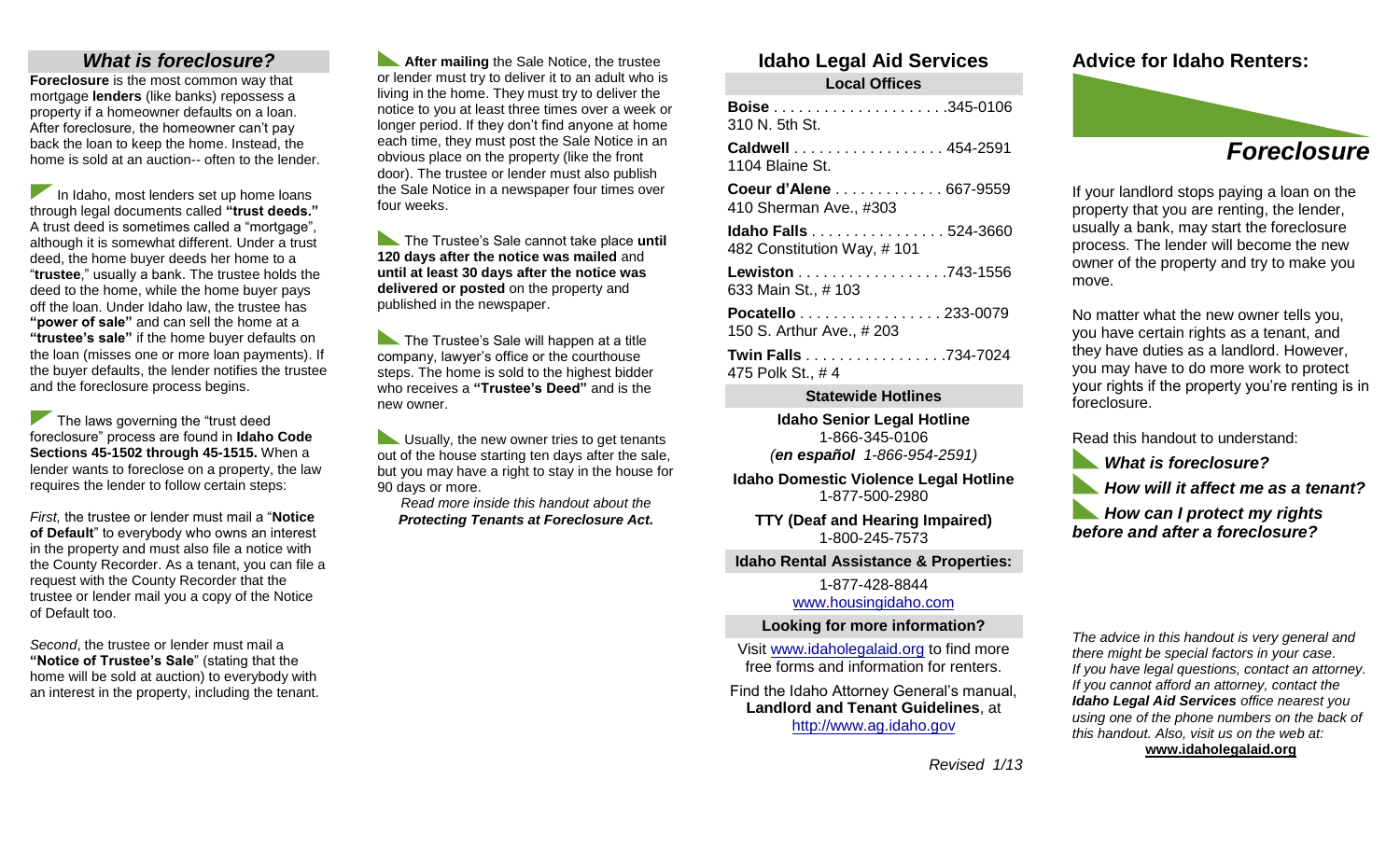## *What is foreclosure?*

**Foreclosure** is the most common way that mortgage **lenders** (like banks) repossess a property if a homeowner defaults on a loan. After foreclosure, the homeowner can't pay back the loan to keep the home. Instead, the home is sold at an auction-- often to the lender.

In Idaho, most lenders set up home loans through legal documents called **"trust deeds."** A trust deed is sometimes called a "mortgage", although it is somewhat different. Under a trust deed, the home buyer deeds her home to a "**trustee**," usually a bank. The trustee holds the deed to the home, while the home buyer pays off the loan. Under Idaho law, the trustee has **"power of sale"** and can sell the home at a **"trustee's sale"** if the home buyer defaults on the loan (misses one or more loan payments). If the buyer defaults, the lender notifies the trustee and the foreclosure process begins.

The laws governing the "trust deed foreclosure" process are found in **Idaho Code Sections 45-1502 through 45-1515.** When a lender wants to foreclose on a property, the law requires the lender to follow certain steps:

*First,* the trustee or lender must mail a "**Notice of Default**" to everybody who owns an interest in the property and must also file a notice with the County Recorder. As a tenant, you can file a request with the County Recorder that the trustee or lender mail you a copy of the Notice of Default too.

*Second*, the trustee or lender must mail a **"Notice of Trustee's Sale**" (stating that the home will be sold at auction) to everybody with an interest in the property, including the tenant.

**After mailing** the Sale Notice, the trustee or lender must try to deliver it to an adult who is living in the home. They must try to deliver the notice to you at least three times over a week or longer period. If they don't find anyone at home each time, they must post the Sale Notice in an obvious place on the property (like the front door). The trustee or lender must also publish the Sale Notice in a newspaper four times over four weeks.

The Trustee's Sale cannot take place **until 120 days after the notice was mailed** and **until at least 30 days after the notice was delivered or posted** on the property and published in the newspaper.

The Trustee's Sale will happen at a title company, lawyer's office or the courthouse steps. The home is sold to the highest bidder who receives a **"Trustee's Deed"** and is the new owner.

Usually, the new owner tries to get tenants out of the house starting ten days after the sale, but you may have a right to stay in the house for 90 days or more.

*Read more inside this handout about the* ***Protecting Tenants at Foreclosure Act.***

## Idaho Legal Aid Services

### Local Offices

**Boise** . . . . . . . . . . . . . . . . . . . .345-0106
310 N. 5th St.

**Caldwell** . . . . . . . . . . . . . . . . . . 454-2591
1104 Blaine St.

**Coeur d'Alene** . . . . . . . . . . . . . 667-9559
410 Sherman Ave., #303

**Idaho Falls** . . . . . . . . . . . . . . . . 524-3660
482 Constitution Way, # 101

**Lewiston** . . . . . . . . . . . . . . . . . .743-1556
633 Main St., # 103

**Pocatello** . . . . . . . . . . . . . . . . . 233-0079
150 S. Arthur Ave., # 203

**Twin Falls** . . . . . . . . . . . . . . . . .734-7024
475 Polk St., # 4

### Statewide Hotlines

**Idaho Senior Legal Hotline**
1-866-345-0106
*(**en español** 1-866-954-2591)*

**Idaho Domestic Violence Legal Hotline**
1-877-500-2980

**TTY (Deaf and Hearing Impaired)**
1-800-245-7573

### Idaho Rental Assistance & Properties:

1-877-428-8844
www.housingidaho.com

### Looking for more information?

Visit www.idaholegalaid.org to find more free forms and information for renters.

Find the Idaho Attorney General's manual, **Landlord and Tenant Guidelines**, at http://www.ag.idaho.gov

*Revised 1/13*

# Advice for Idaho Renters:

# *Foreclosure*

If your landlord stops paying a loan on the property that you are renting, the lender, usually a bank, may start the foreclosure process. The lender will become the new owner of the property and try to make you move.

No matter what the new owner tells you, you have certain rights as a tenant, and they have duties as a landlord. However, you may have to do more work to protect your rights if the property you're renting is in foreclosure.

Read this handout to understand:

- ***What is foreclosure?***
- ***How will it affect me as a tenant?***
- ***How can I protect my rights before and after a foreclosure?***

*The advice in this handout is very general and there might be special factors in your case. If you have legal questions, contact an attorney. If you cannot afford an attorney, contact the **Idaho Legal Aid Services** office nearest you using one of the phone numbers on the back of this handout. Also, visit us on the web at:*
**www.idaholegalaid.org**